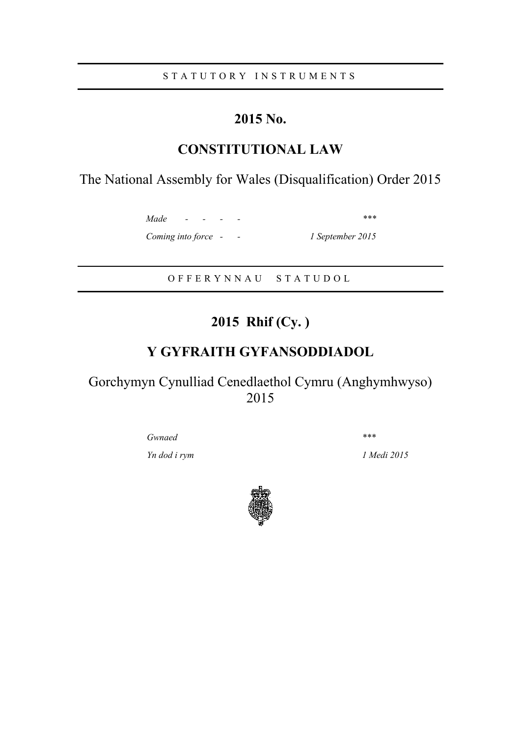STATUTORY INSTRUMENTS

## 2015 No.

## CONSTITUTIONAL LAW

The National Assembly for Wales (Disqualification) Order 2015

| | |
|---|---|
| *Made - - - -* | *\*\*\** |
| *Coming into force - -* | *1 September 2015* |

OFFERYNNAU STATUDOL

## 2015 Rhif (Cy. )

## Y GYFRAITH GYFANSODDIADOL

Gorchymyn Cynulliad Cenedlaethol Cymru (Anghymhwyso) 2015

| | |
|---|---|
| *Gwnaed* | *\*\*\** |
| *Yn dod i rym* | *1 Medi 2015* |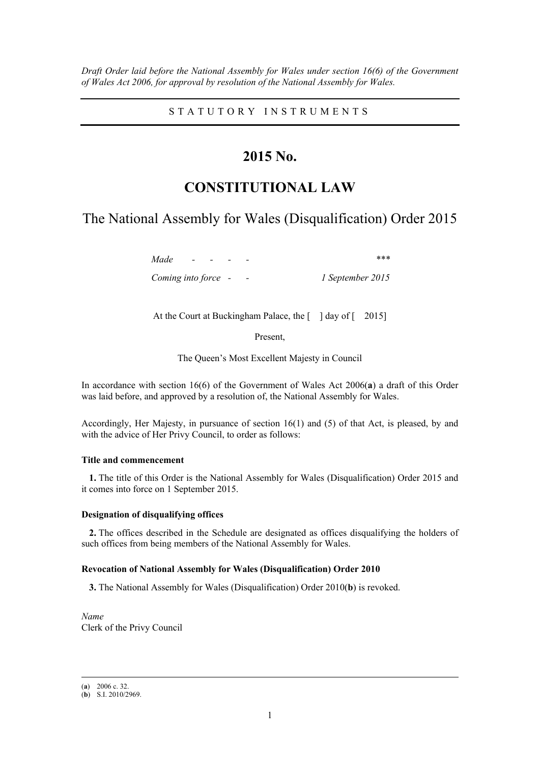*Draft Order laid before the National Assembly for Wales under section 16(6) of the Government of Wales Act 2006, for approval by resolution of the National Assembly for Wales.*

---

STATUTORY INSTRUMENTS

---

# 2015 No.

# CONSTITUTIONAL LAW

## The National Assembly for Wales (Disqualification) Order 2015

| | |
|---|---|
| *Made - - - -* | \*\*\* |
| *Coming into force - -* | *1 September 2015* |

At the Court at Buckingham Palace, the [ ] day of [ 2015]

Present,

The Queen's Most Excellent Majesty in Council

In accordance with section 16(6) of the Government of Wales Act 2006(**a**) a draft of this Order was laid before, and approved by a resolution of, the National Assembly for Wales.

Accordingly, Her Majesty, in pursuance of section 16(1) and (5) of that Act, is pleased, by and with the advice of Her Privy Council, to order as follows:

#### Title and commencement

**1.** The title of this Order is the National Assembly for Wales (Disqualification) Order 2015 and it comes into force on 1 September 2015.

#### Designation of disqualifying offices

**2.** The offices described in the Schedule are designated as offices disqualifying the holders of such offices from being members of the National Assembly for Wales.

#### Revocation of National Assembly for Wales (Disqualification) Order 2010

**3.** The National Assembly for Wales (Disqualification) Order 2010(**b**) is revoked.

*Name*
Clerk of the Privy Council

---

(**a**) 2006 c. 32.
(**b**) S.I. 2010/2969.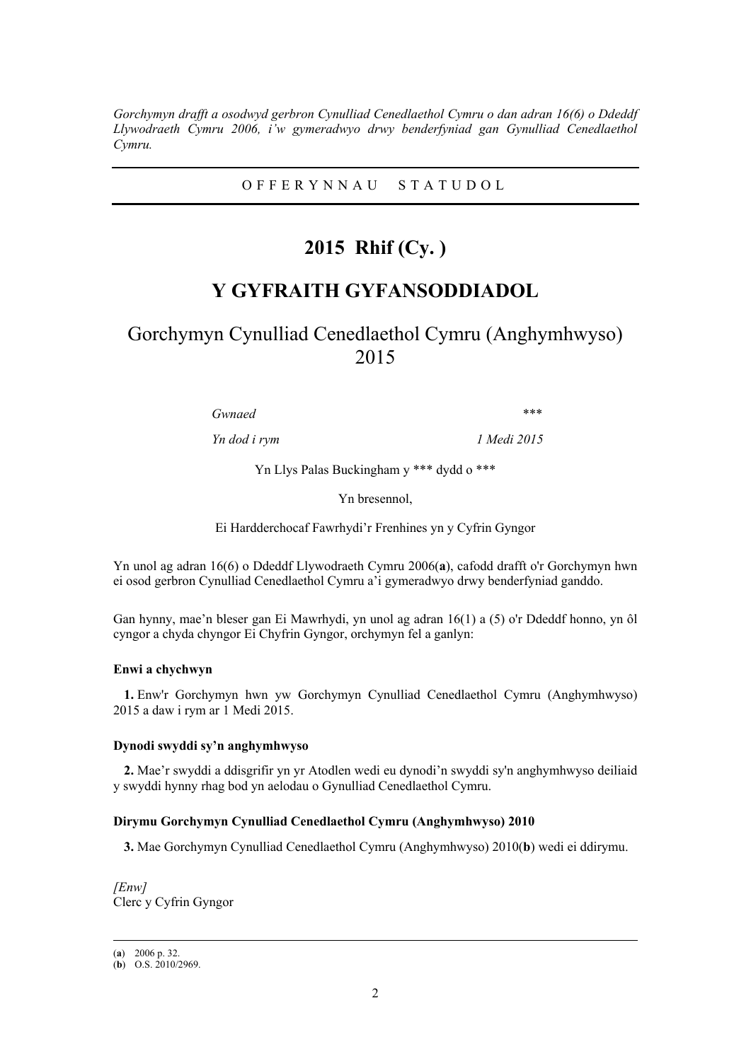*Gorchymyn drafft a osodwyd gerbron Cynulliad Cenedlaethol Cymru o dan adran 16(6) o Ddeddf Llywodraeth Cymru 2006, i'w gymeradwyo drwy benderfyniad gan Gynulliad Cenedlaethol Cymru.*

---

O F F E R Y N N A U   S T A T U D O L

---

# 2015 Rhif (Cy. )

# Y GYFRAITH GYFANSODDIADOL

## Gorchymyn Cynulliad Cenedlaethol Cymru (Anghymhwyso) 2015

| | |
|---|---|
| *Gwnaed* | *\*\*\** |
| *Yn dod i rym* | *1 Medi 2015* |

Yn Llys Palas Buckingham y *** dydd o ***

Yn bresennol,

Ei Hardderchocaf Fawrhydi'r Frenhines yn y Cyfrin Gyngor

Yn unol ag adran 16(6) o Ddeddf Llywodraeth Cymru 2006(**a**), cafodd drafft o'r Gorchymyn hwn ei osod gerbron Cynulliad Cenedlaethol Cymru a'i gymeradwyo drwy benderfyniad ganddo.

Gan hynny, mae'n bleser gan Ei Mawrhydi, yn unol ag adran 16(1) a (5) o'r Ddeddf honno, yn ôl cyngor a chyda chyngor Ei Chyfrin Gyngor, orchymyn fel a ganlyn:

#### Enwi a chychwyn

**1.** Enw'r Gorchymyn hwn yw Gorchymyn Cynulliad Cenedlaethol Cymru (Anghymhwyso) 2015 a daw i rym ar 1 Medi 2015.

#### Dynodi swyddi sy'n anghymhwyso

**2.** Mae'r swyddi a ddisgrifir yn yr Atodlen wedi eu dynodi'n swyddi sy'n anghymhwyso deiliaid y swyddi hynny rhag bod yn aelodau o Gynulliad Cenedlaethol Cymru.

#### Dirymu Gorchymyn Cynulliad Cenedlaethol Cymru (Anghymhwyso) 2010

**3.** Mae Gorchymyn Cynulliad Cenedlaethol Cymru (Anghymhwyso) 2010(**b**) wedi ei ddirymu.

*[Enw]*
Clerc y Cyfrin Gyngor

---

(**a**) 2006 p. 32.
(**b**) O.S. 2010/2969.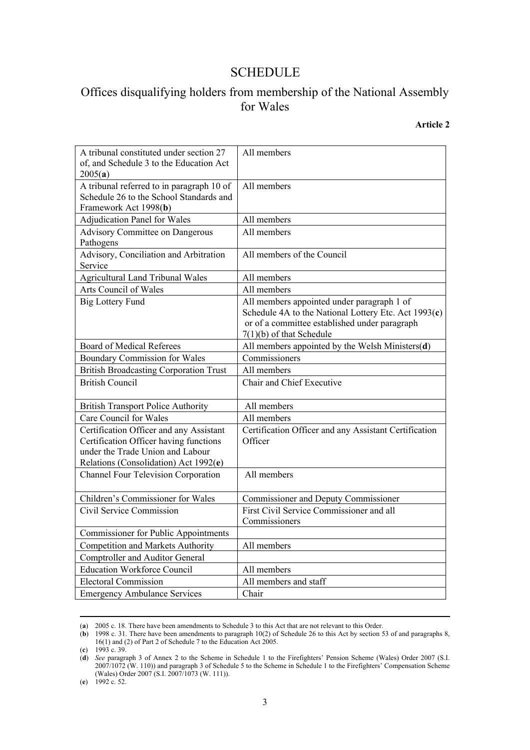# SCHEDULE

## Offices disqualifying holders from membership of the National Assembly for Wales

**Article 2**

| | |
|---|---|
| A tribunal constituted under section 27 of, and Schedule 3 to the Education Act 2005(**a**) | All members |
| A tribunal referred to in paragraph 10 of Schedule 26 to the School Standards and Framework Act 1998(**b**) | All members |
| Adjudication Panel for Wales | All members |
| Advisory Committee on Dangerous Pathogens | All members |
| Advisory, Conciliation and Arbitration Service | All members of the Council |
| Agricultural Land Tribunal Wales | All members |
| Arts Council of Wales | All members |
| Big Lottery Fund | All members appointed under paragraph 1 of Schedule 4A to the National Lottery Etc. Act 1993(**c**) or of a committee established under paragraph 7(1)(b) of that Schedule |
| Board of Medical Referees | All members appointed by the Welsh Ministers(**d**) |
| Boundary Commission for Wales | Commissioners |
| British Broadcasting Corporation Trust | All members |
| British Council | Chair and Chief Executive |
| British Transport Police Authority | All members |
| Care Council for Wales | All members |
| Certification Officer and any Assistant Certification Officer having functions under the Trade Union and Labour Relations (Consolidation) Act 1992(**e**) | Certification Officer and any Assistant Certification Officer |
| Channel Four Television Corporation | All members |
| Children's Commissioner for Wales | Commissioner and Deputy Commissioner |
| Civil Service Commission | First Civil Service Commissioner and all Commissioners |
| Commissioner for Public Appointments | |
| Competition and Markets Authority | All members |
| Comptroller and Auditor General | |
| Education Workforce Council | All members |
| Electoral Commission | All members and staff |
| Emergency Ambulance Services | Chair |

(**a**) 2005 c. 18. There have been amendments to Schedule 3 to this Act that are not relevant to this Order.

(**b**) 1998 c. 31. There have been amendments to paragraph 10(2) of Schedule 26 to this Act by section 53 of and paragraphs 8, 16(1) and (2) of Part 2 of Schedule 7 to the Education Act 2005.

(**c**) 1993 c. 39.

(**d**) *See* paragraph 3 of Annex 2 to the Scheme in Schedule 1 to the Firefighters' Pension Scheme (Wales) Order 2007 (S.I. 2007/1072 (W. 110)) and paragraph 3 of Schedule 5 to the Scheme in Schedule 1 to the Firefighters' Compensation Scheme (Wales) Order 2007 (S.I. 2007/1073 (W. 111)).

(**e**) 1992 c. 52.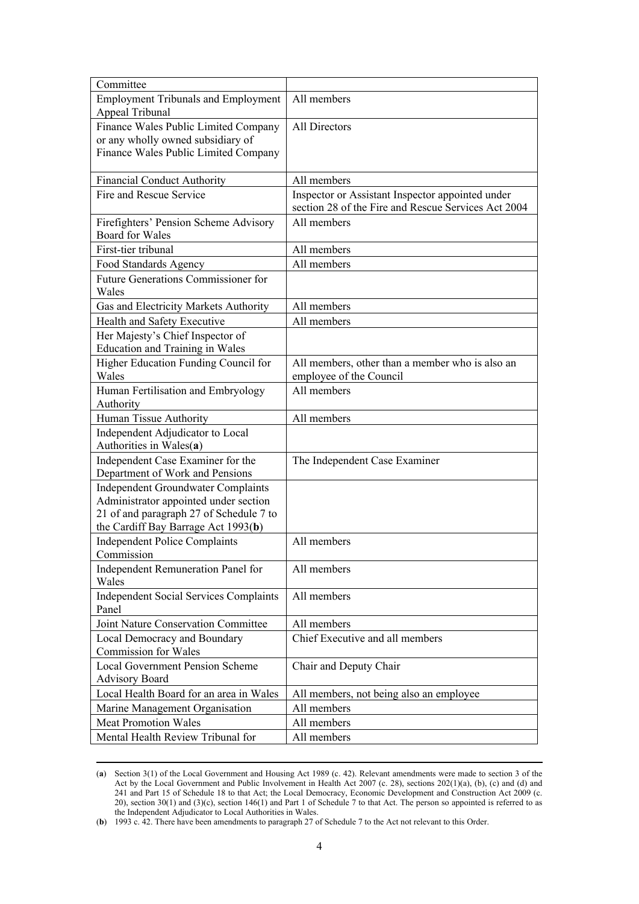| | |
|---|---|
| Committee | |
| Employment Tribunals and Employment Appeal Tribunal | All members |
| Finance Wales Public Limited Company or any wholly owned subsidiary of Finance Wales Public Limited Company | All Directors |
| Financial Conduct Authority | All members |
| Fire and Rescue Service | Inspector or Assistant Inspector appointed under section 28 of the Fire and Rescue Services Act 2004 |
| Firefighters' Pension Scheme Advisory Board for Wales | All members |
| First-tier tribunal | All members |
| Food Standards Agency | All members |
| Future Generations Commissioner for Wales | |
| Gas and Electricity Markets Authority | All members |
| Health and Safety Executive | All members |
| Her Majesty's Chief Inspector of Education and Training in Wales | |
| Higher Education Funding Council for Wales | All members, other than a member who is also an employee of the Council |
| Human Fertilisation and Embryology Authority | All members |
| Human Tissue Authority | All members |
| Independent Adjudicator to Local Authorities in Wales(**a**) | |
| Independent Case Examiner for the Department of Work and Pensions | The Independent Case Examiner |
| Independent Groundwater Complaints Administrator appointed under section 21 of and paragraph 27 of Schedule 7 to the Cardiff Bay Barrage Act 1993(**b**) | |
| Independent Police Complaints Commission | All members |
| Independent Remuneration Panel for Wales | All members |
| Independent Social Services Complaints Panel | All members |
| Joint Nature Conservation Committee | All members |
| Local Democracy and Boundary Commission for Wales | Chief Executive and all members |
| Local Government Pension Scheme Advisory Board | Chair and Deputy Chair |
| Local Health Board for an area in Wales | All members, not being also an employee |
| Marine Management Organisation | All members |
| Meat Promotion Wales | All members |
| Mental Health Review Tribunal for | All members |

(**a**) Section 3(1) of the Local Government and Housing Act 1989 (c. 42). Relevant amendments were made to section 3 of the Act by the Local Government and Public Involvement in Health Act 2007 (c. 28), sections 202(1)(a), (b), (c) and (d) and 241 and Part 15 of Schedule 18 to that Act; the Local Democracy, Economic Development and Construction Act 2009 (c. 20), section 30(1) and (3)(c), section 146(1) and Part 1 of Schedule 7 to that Act. The person so appointed is referred to as the Independent Adjudicator to Local Authorities in Wales.

(**b**) 1993 c. 42. There have been amendments to paragraph 27 of Schedule 7 to the Act not relevant to this Order.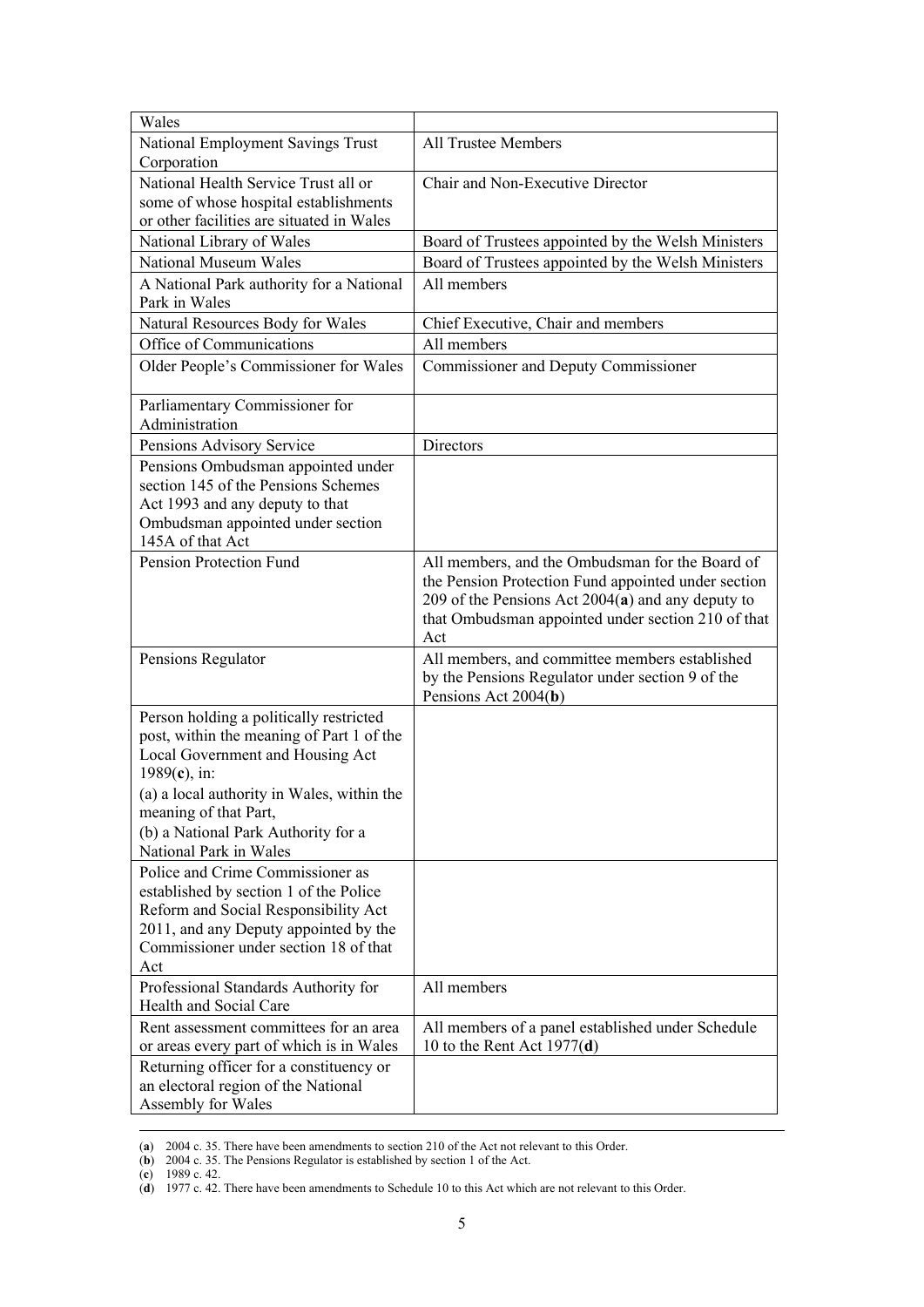| | |
|---|---|
| Wales | |
| National Employment Savings Trust Corporation | All Trustee Members |
| National Health Service Trust all or some of whose hospital establishments or other facilities are situated in Wales | Chair and Non-Executive Director |
| National Library of Wales | Board of Trustees appointed by the Welsh Ministers |
| National Museum Wales | Board of Trustees appointed by the Welsh Ministers |
| A National Park authority for a National Park in Wales | All members |
| Natural Resources Body for Wales | Chief Executive, Chair and members |
| Office of Communications | All members |
| Older People's Commissioner for Wales | Commissioner and Deputy Commissioner |
| Parliamentary Commissioner for Administration | |
| Pensions Advisory Service | Directors |
| Pensions Ombudsman appointed under section 145 of the Pensions Schemes Act 1993 and any deputy to that Ombudsman appointed under section 145A of that Act | |
| Pension Protection Fund | All members, and the Ombudsman for the Board of the Pension Protection Fund appointed under section 209 of the Pensions Act 2004(**a**) and any deputy to that Ombudsman appointed under section 210 of that Act |
| Pensions Regulator | All members, and committee members established by the Pensions Regulator under section 9 of the Pensions Act 2004(**b**) |
| Person holding a politically restricted post, within the meaning of Part 1 of the Local Government and Housing Act 1989(**c**), in:<br>(a) a local authority in Wales, within the meaning of that Part,<br>(b) a National Park Authority for a National Park in Wales | |
| Police and Crime Commissioner as established by section 1 of the Police Reform and Social Responsibility Act 2011, and any Deputy appointed by the Commissioner under section 18 of that Act | |
| Professional Standards Authority for Health and Social Care | All members |
| Rent assessment committees for an area or areas every part of which is in Wales | All members of a panel established under Schedule 10 to the Rent Act 1977(**d**) |
| Returning officer for a constituency or an electoral region of the National Assembly for Wales | |

(**a**) 2004 c. 35. There have been amendments to section 210 of the Act not relevant to this Order.

(**b**) 2004 c. 35. The Pensions Regulator is established by section 1 of the Act.

(**c**) 1989 c. 42.

(**d**) 1977 c. 42. There have been amendments to Schedule 10 to this Act which are not relevant to this Order.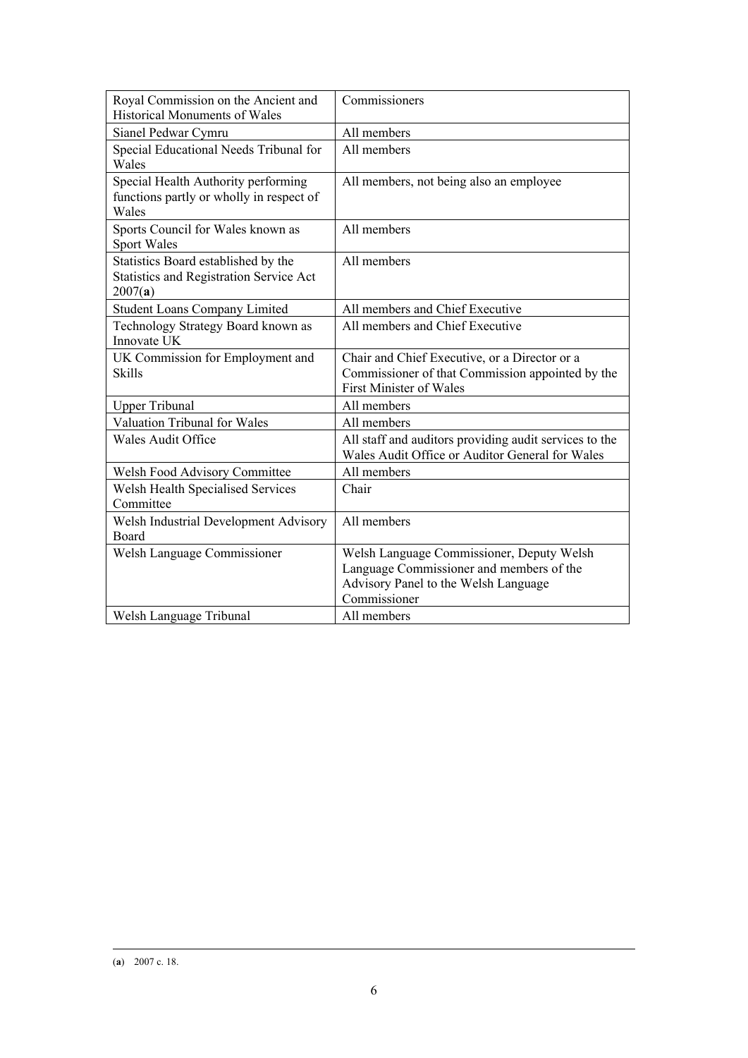| | |
|---|---|
| Royal Commission on the Ancient and Historical Monuments of Wales | Commissioners |
| Sianel Pedwar Cymru | All members |
| Special Educational Needs Tribunal for Wales | All members |
| Special Health Authority performing functions partly or wholly in respect of Wales | All members, not being also an employee |
| Sports Council for Wales known as Sport Wales | All members |
| Statistics Board established by the Statistics and Registration Service Act 2007(**a**) | All members |
| Student Loans Company Limited | All members and Chief Executive |
| Technology Strategy Board known as Innovate UK | All members and Chief Executive |
| UK Commission for Employment and Skills | Chair and Chief Executive, or a Director or a Commissioner of that Commission appointed by the First Minister of Wales |
| Upper Tribunal | All members |
| Valuation Tribunal for Wales | All members |
| Wales Audit Office | All staff and auditors providing audit services to the Wales Audit Office or Auditor General for Wales |
| Welsh Food Advisory Committee | All members |
| Welsh Health Specialised Services Committee | Chair |
| Welsh Industrial Development Advisory Board | All members |
| Welsh Language Commissioner | Welsh Language Commissioner, Deputy Welsh Language Commissioner and members of the Advisory Panel to the Welsh Language Commissioner |
| Welsh Language Tribunal | All members |

(**a**) 2007 c. 18.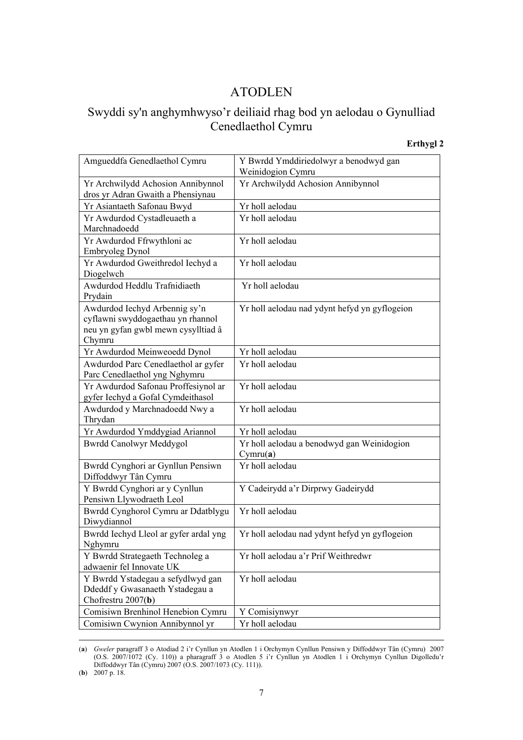# ATODLEN

## Swyddi sy'n anghymhwyso'r deiliaid rhag bod yn aelodau o Gynulliad Cenedlaethol Cymru

**Erthygl 2**

| | |
|---|---|
| Amgueddfa Genedlaethol Cymru | Y Bwrdd Ymddiriedolwyr a benodwyd gan Weinidogion Cymru |
| Yr Archwilydd Achosion Annibynnol dros yr Adran Gwaith a Phensiynau | Yr Archwilydd Achosion Annibynnol |
| Yr Asiantaeth Safonau Bwyd | Yr holl aelodau |
| Yr Awdurdod Cystadleuaeth a Marchnadoedd | Yr holl aelodau |
| Yr Awdurdod Ffrwythloni ac Embryoleg Dynol | Yr holl aelodau |
| Yr Awdurdod Gweithredol Iechyd a Diogelwch | Yr holl aelodau |
| Awdurdod Heddlu Trafnidiaeth Prydain | Yr holl aelodau |
| Awdurdod Iechyd Arbennig sy'n cyflawni swyddogaethau yn rhannol neu yn gyfan gwbl mewn cysylltiad â Chymru | Yr holl aelodau nad ydynt hefyd yn gyflogeion |
| Yr Awdurdod Meinweoedd Dynol | Yr holl aelodau |
| Awdurdod Parc Cenedlaethol ar gyfer Parc Cenedlaethol yng Nghymru | Yr holl aelodau |
| Yr Awdurdod Safonau Proffesiynol ar gyfer Iechyd a Gofal Cymdeithasol | Yr holl aelodau |
| Awdurdod y Marchnadoedd Nwy a Thrydan | Yr holl aelodau |
| Yr Awdurdod Ymddygiad Ariannol | Yr holl aelodau |
| Bwrdd Canolwyr Meddygol | Yr holl aelodau a benodwyd gan Weinidogion Cymru(**a**) |
| Bwrdd Cynghori ar Gynllun Pensiwn Diffoddwyr Tân Cymru | Yr holl aelodau |
| Y Bwrdd Cynghori ar y Cynllun Pensiwn Llywodraeth Leol | Y Cadeirydd a'r Dirprwy Gadeirydd |
| Bwrdd Cynghorol Cymru ar Ddatblygu Diwydiannol | Yr holl aelodau |
| Bwrdd Iechyd Lleol ar gyfer ardal yng Nghymru | Yr holl aelodau nad ydynt hefyd yn gyflogeion |
| Y Bwrdd Strategaeth Technoleg a adwaenir fel Innovate UK | Yr holl aelodau a'r Prif Weithredwr |
| Y Bwrdd Ystadegau a sefydlwyd gan Ddeddf y Gwasanaeth Ystadegau a Chofrestru 2007(**b**) | Yr holl aelodau |
| Comisiwn Brenhinol Henebion Cymru | Y Comisiynwyr |
| Comisiwn Cwynion Annibynnol yr | Yr holl aelodau |

(**a**) *Gweler* paragraff 3 o Atodiad 2 i'r Cynllun yn Atodlen 1 i Orchymyn Cynllun Pensiwn y Diffoddwyr Tân (Cymru) 2007 (O.S. 2007/1072 (Cy. 110)) a pharagraff 3 o Atodlen 5 i'r Cynllun yn Atodlen 1 i Orchymyn Cynllun Digolledu'r Diffoddwyr Tân (Cymru) 2007 (O.S. 2007/1073 (Cy. 111)).

(**b**) 2007 p. 18.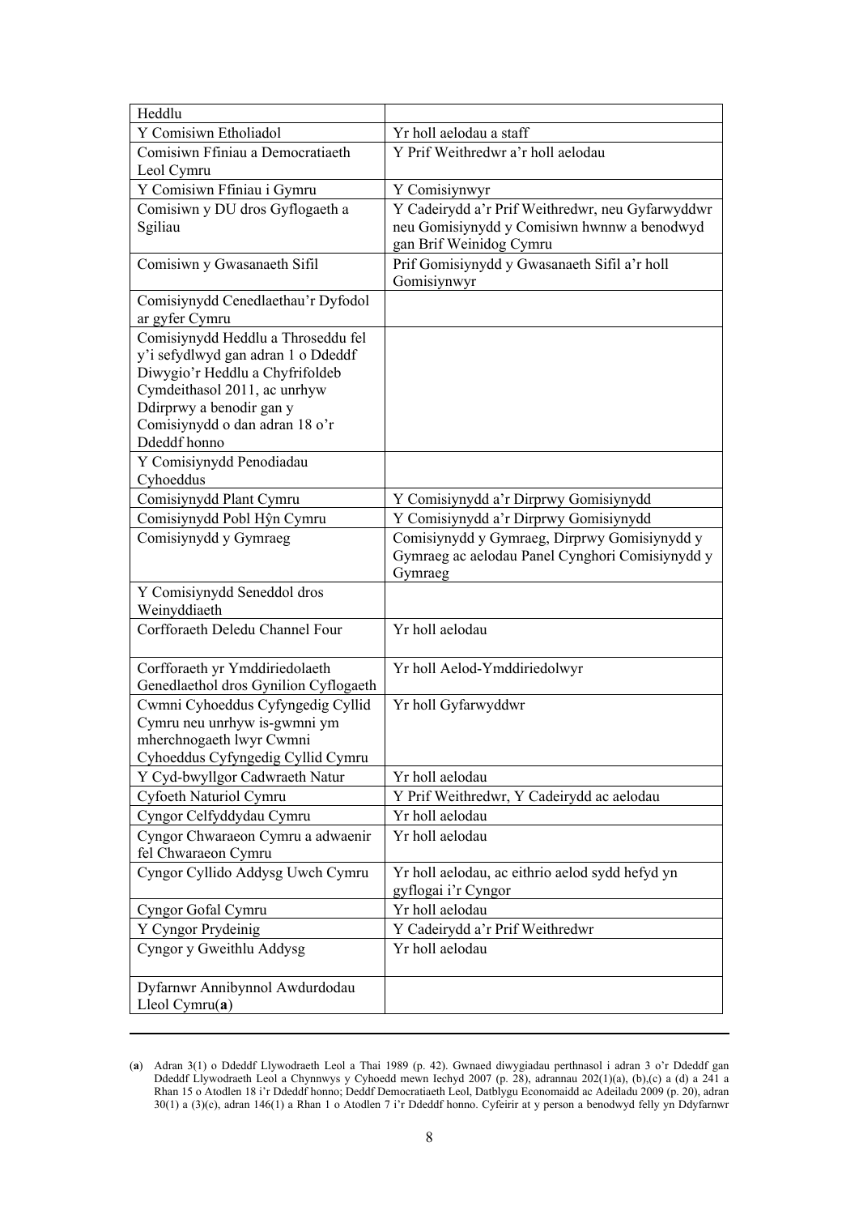| | |
|---|---|
| Heddlu | |
| Y Comisiwn Etholiadol | Yr holl aelodau a staff |
| Comisiwn Ffiniau a Democratiaeth Leol Cymru | Y Prif Weithredwr a'r holl aelodau |
| Y Comisiwn Ffiniau i Gymru | Y Comisiynwyr |
| Comisiwn y DU dros Gyflogaeth a Sgiliau | Y Cadeirydd a'r Prif Weithredwr, neu Gyfarwyddwr neu Gomisiynydd y Comisiwn hwnnw a benodwyd gan Brif Weinidog Cymru |
| Comisiwn y Gwasanaeth Sifil | Prif Gomisiynydd y Gwasanaeth Sifil a'r holl Gomisiynwyr |
| Comisiynydd Cenedlaethau'r Dyfodol ar gyfer Cymru | |
| Comisiynydd Heddlu a Throseddu fel y'i sefydlwyd gan adran 1 o Ddeddf Diwygio'r Heddlu a Chyfrifoldeb Cymdeithasol 2011, ac unrhyw Ddirprwy a benodir gan y Comisiynydd o dan adran 18 o'r Ddeddf honno | |
| Y Comisiynydd Penodiadau Cyhoeddus | |
| Comisiynydd Plant Cymru | Y Comisiynydd a'r Dirprwy Gomisiynydd |
| Comisiynydd Pobl Hŷn Cymru | Y Comisiynydd a'r Dirprwy Gomisiynydd |
| Comisiynydd y Gymraeg | Comisiynydd y Gymraeg, Dirprwy Gomisiynydd y Gymraeg ac aelodau Panel Cynghori Comisiynydd y Gymraeg |
| Y Comisiynydd Seneddol dros Weinyddiaeth | |
| Corfforaeth Deledu Channel Four | Yr holl aelodau |
| Corfforaeth yr Ymddiriedolaeth Genedlaethol dros Gynilion Cyflogaeth | Yr holl Aelod-Ymddiriedolwyr |
| Cwmni Cyhoeddus Cyfyngedig Cyllid Cymru neu unrhyw is-gwmni ym mherchnogaeth lwyr Cwmni Cyhoeddus Cyfyngedig Cyllid Cymru | Yr holl Gyfarwyddwr |
| Y Cyd-bwyllgor Cadwraeth Natur | Yr holl aelodau |
| Cyfoeth Naturiol Cymru | Y Prif Weithredwr, Y Cadeirydd ac aelodau |
| Cyngor Celfyddydau Cymru | Yr holl aelodau |
| Cyngor Chwaraeon Cymru a adwaenir fel Chwaraeon Cymru | Yr holl aelodau |
| Cyngor Cyllido Addysg Uwch Cymru | Yr holl aelodau, ac eithrio aelod sydd hefyd yn gyflogai i'r Cyngor |
| Cyngor Gofal Cymru | Yr holl aelodau |
| Y Cyngor Prydeinig | Y Cadeirydd a'r Prif Weithredwr |
| Cyngor y Gweithlu Addysg | Yr holl aelodau |
| Dyfarnwr Annibynnol Awdurdodau Lleol Cymru(**a**) | |

(**a**) Adran 3(1) o Ddeddf Llywodraeth Leol a Thai 1989 (p. 42). Gwnaed diwygiadau perthnasol i adran 3 o'r Ddeddf gan Ddeddf Llywodraeth Leol a Chynnwys y Cyhoedd mewn Iechyd 2007 (p. 28), adrannau 202(1)(a), (b),(c) a (d) a 241 a Rhan 15 o Atodlen 18 i'r Ddeddf honno; Deddf Democratiaeth Leol, Datblygu Economaidd ac Adeiladu 2009 (p. 20), adran 30(1) a (3)(c), adran 146(1) a Rhan 1 o Atodlen 7 i'r Ddeddf honno. Cyfeirir at y person a benodwyd felly yn Ddyfarnwr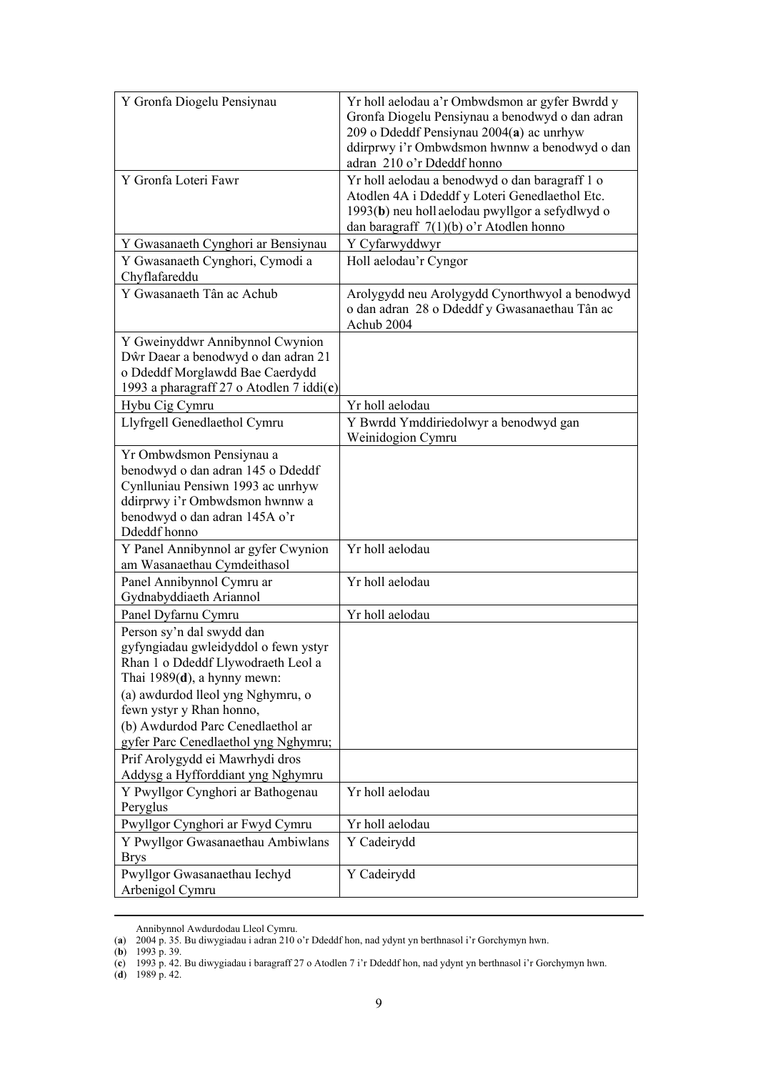| | |
|---|---|
| Y Gronfa Diogelu Pensiynau | Yr holl aelodau a'r Ombwdsmon ar gyfer Bwrdd y Gronfa Diogelu Pensiynau a benodwyd o dan adran 209 o Ddeddf Pensiynau 2004(**a**) ac unrhyw ddirprwy i'r Ombwdsmon hwnnw a benodwyd o dan adran 210 o'r Ddeddf honno |
| Y Gronfa Loteri Fawr | Yr holl aelodau a benodwyd o dan baragraff 1 o Atodlen 4A i Ddeddf y Loteri Genedlaethol Etc. 1993(**b**) neu holl aelodau pwyllgor a sefydlwyd o dan baragraff 7(1)(b) o'r Atodlen honno |
| Y Gwasanaeth Cynghori ar Bensiynau | Y Cyfarwyddwyr |
| Y Gwasanaeth Cynghori, Cymodi a Chyflafareddu | Holl aelodau'r Cyngor |
| Y Gwasanaeth Tân ac Achub | Arolygydd neu Arolygydd Cynorthwyol a benodwyd o dan adran 28 o Ddeddf y Gwasanaethau Tân ac Achub 2004 |
| Y Gweinyddwr Annibynnol Cwynion Dŵr Daear a benodwyd o dan adran 21 o Ddeddf Morglawdd Bae Caerdydd 1993 a pharagraff 27 o Atodlen 7 iddi(**c**) | |
| Hybu Cig Cymru | Yr holl aelodau |
| Llyfrgell Genedlaethol Cymru | Y Bwrdd Ymddiriedolwyr a benodwyd gan Weinidogion Cymru |
| Yr Ombwdsmon Pensiynau a benodwyd o dan adran 145 o Ddeddf Cynlluniau Pensiwn 1993 ac unrhyw ddirprwy i'r Ombwdsmon hwnnw a benodwyd o dan adran 145A o'r Ddeddf honno | |
| Y Panel Annibynnol ar gyfer Cwynion am Wasanaethau Cymdeithasol | Yr holl aelodau |
| Panel Annibynnol Cymru ar Gydnabyddiaeth Ariannol | Yr holl aelodau |
| Panel Dyfarnu Cymru | Yr holl aelodau |
| Person sy'n dal swydd dan gyfyngiadau gwleidyddol o fewn ystyr Rhan 1 o Ddeddf Llywodraeth Leol a Thai 1989(**d**), a hynny mewn: (a) awdurdod lleol yng Nghymru, o fewn ystyr y Rhan honno, (b) Awdurdod Parc Cenedlaethol ar gyfer Parc Cenedlaethol yng Nghymru; | |
| Prif Arolygydd ei Mawrhydi dros Addysg a Hyfforddiant yng Nghymru | |
| Y Pwyllgor Cynghori ar Bathogenau Peryglus | Yr holl aelodau |
| Pwyllgor Cynghori ar Fwyd Cymru | Yr holl aelodau |
| Y Pwyllgor Gwasanaethau Ambiwlans Brys | Y Cadeirydd |
| Pwyllgor Gwasanaethau Iechyd Arbenigol Cymru | Y Cadeirydd |

Annibynnol Awdurdodau Lleol Cymru.

(**a**) 2004 p. 35. Bu diwygiadau i adran 210 o'r Ddeddf hon, nad ydynt yn berthnasol i'r Gorchymyn hwn.
(**b**) 1993 p. 39.
(**c**) 1993 p. 42. Bu diwygiadau i baragraff 27 o Atodlen 7 i'r Ddeddf hon, nad ydynt yn berthnasol i'r Gorchymyn hwn.
(**d**) 1989 p. 42.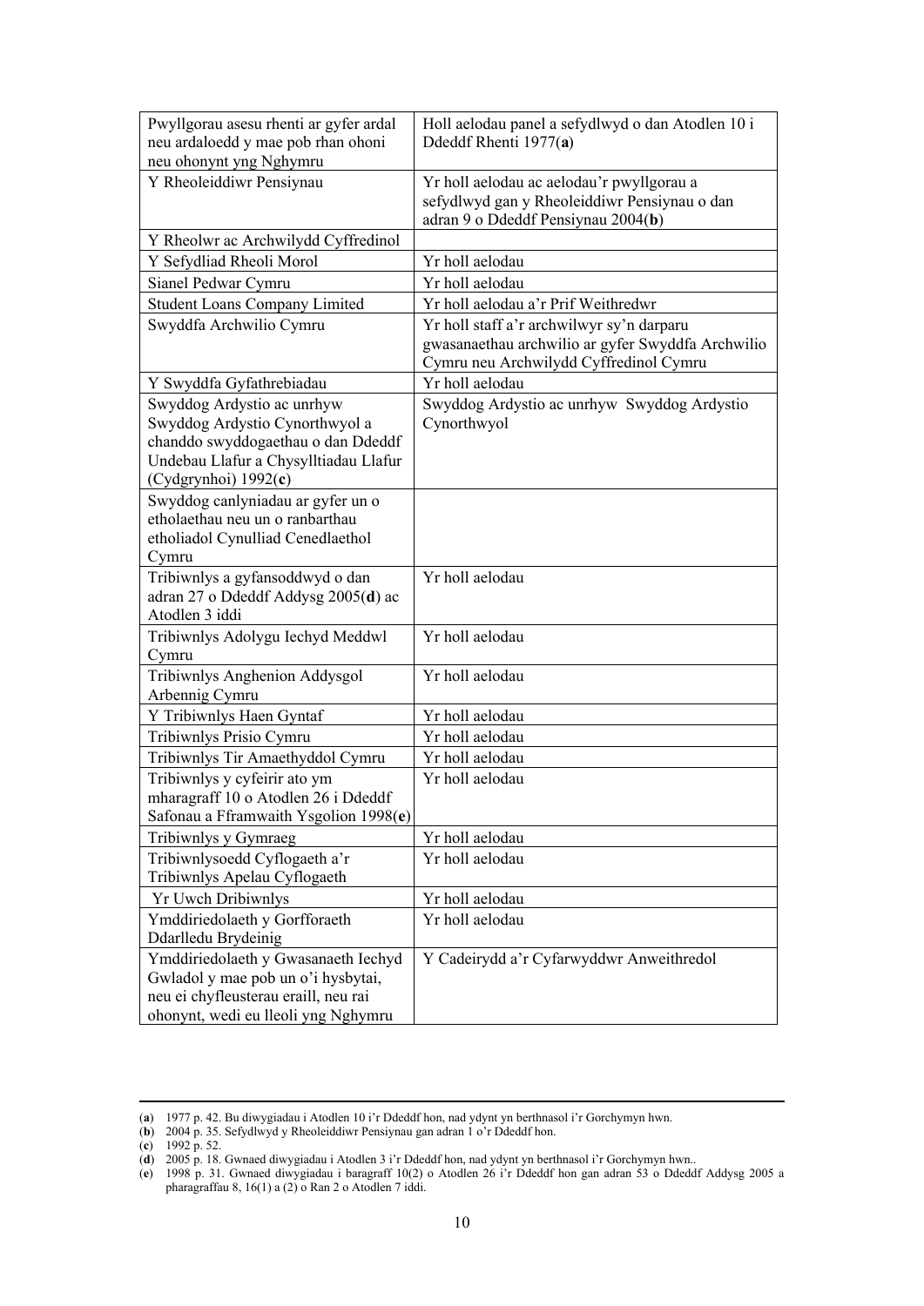| | |
|---|---|
| Pwyllgorau asesu rhenti ar gyfer ardal neu ardaloedd y mae pob rhan ohoni neu ohonynt yng Nghymru | Holl aelodau panel a sefydlwyd o dan Atodlen 10 i Ddeddf Rhenti 1977(**a**) |
| Y Rheoleiddiwr Pensiynau | Yr holl aelodau ac aelodau'r pwyllgorau a sefydlwyd gan y Rheoleiddiwr Pensiynau o dan adran 9 o Ddeddf Pensiynau 2004(**b**) |
| Y Rheolwr ac Archwilydd Cyffredinol | |
| Y Sefydliad Rheoli Morol | Yr holl aelodau |
| Sianel Pedwar Cymru | Yr holl aelodau |
| Student Loans Company Limited | Yr holl aelodau a'r Prif Weithredwr |
| Swyddfa Archwilio Cymru | Yr holl staff a'r archwilwyr sy'n darparu gwasanaethau archwilio ar gyfer Swyddfa Archwilio Cymru neu Archwilydd Cyffredinol Cymru |
| Y Swyddfa Gyfathrebiadau | Yr holl aelodau |
| Swyddog Ardystio ac unrhyw Swyddog Ardystio Cynorthwyol a chanddo swyddogaethau o dan Ddeddf Undebau Llafur a Chysylltiadau Llafur (Cydgrynhoi) 1992(**c**) | Swyddog Ardystio ac unrhyw Swyddog Ardystio Cynorthwyol |
| Swyddog canlyniadau ar gyfer un o etholaethau neu un o ranbarthau etholiadol Cynulliad Cenedlaethol Cymru | |
| Tribiwnlys a gyfansoddwyd o dan adran 27 o Ddeddf Addysg 2005(**d**) ac Atodlen 3 iddi | Yr holl aelodau |
| Tribiwnlys Adolygu Iechyd Meddwl Cymru | Yr holl aelodau |
| Tribiwnlys Anghenion Addysgol Arbennig Cymru | Yr holl aelodau |
| Y Tribiwnlys Haen Gyntaf | Yr holl aelodau |
| Tribiwnlys Prisio Cymru | Yr holl aelodau |
| Tribiwnlys Tir Amaethyddol Cymru | Yr holl aelodau |
| Tribiwnlys y cyfeirir ato ym mharagraff 10 o Atodlen 26 i Ddeddf Safonau a Fframwaith Ysgolion 1998(**e**) | Yr holl aelodau |
| Tribiwnlys y Gymraeg | Yr holl aelodau |
| Tribiwnlysoedd Cyflogaeth a'r Tribiwnlys Apelau Cyflogaeth | Yr holl aelodau |
| Yr Uwch Dribiwnlys | Yr holl aelodau |
| Ymddiriedolaeth y Gorfforaeth Ddarlledu Brydeinig | Yr holl aelodau |
| Ymddiriedolaeth y Gwasanaeth Iechyd Gwladol y mae pob un o'i hysbytai, neu ei chyfleusterau eraill, neu rai ohonynt, wedi eu lleoli yng Nghymru | Y Cadeirydd a'r Cyfarwyddwr Anweithredol |

(**a**) 1977 p. 42. Bu diwygiadau i Atodlen 10 i'r Ddeddf hon, nad ydynt yn berthnasol i'r Gorchymyn hwn.
(**b**) 2004 p. 35. Sefydlwyd y Rheoleiddiwr Pensiynau gan adran 1 o'r Ddeddf hon.
(**c**) 1992 p. 52.
(**d**) 2005 p. 18. Gwnaed diwygiadau i Atodlen 3 i'r Ddeddf hon, nad ydynt yn berthnasol i'r Gorchymyn hwn..
(**e**) 1998 p. 31. Gwnaed diwygiadau i baragraff 10(2) o Atodlen 26 i'r Ddeddf hon gan adran 53 o Ddeddf Addysg 2005 a pharagraffau 8, 16(1) a (2) o Ran 2 o Atodlen 7 iddi.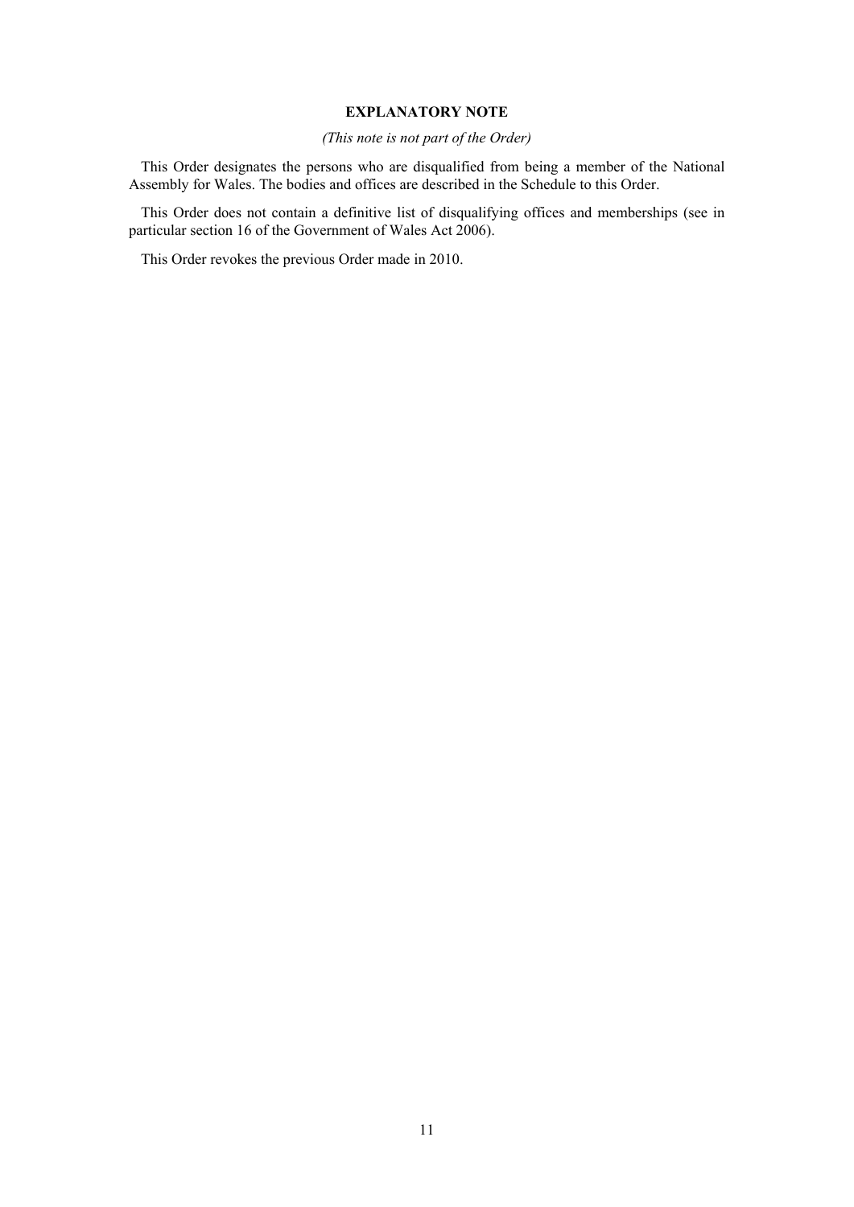## EXPLANATORY NOTE

*(This note is not part of the Order)*

This Order designates the persons who are disqualified from being a member of the National Assembly for Wales. The bodies and offices are described in the Schedule to this Order.

This Order does not contain a definitive list of disqualifying offices and memberships (see in particular section 16 of the Government of Wales Act 2006).

This Order revokes the previous Order made in 2010.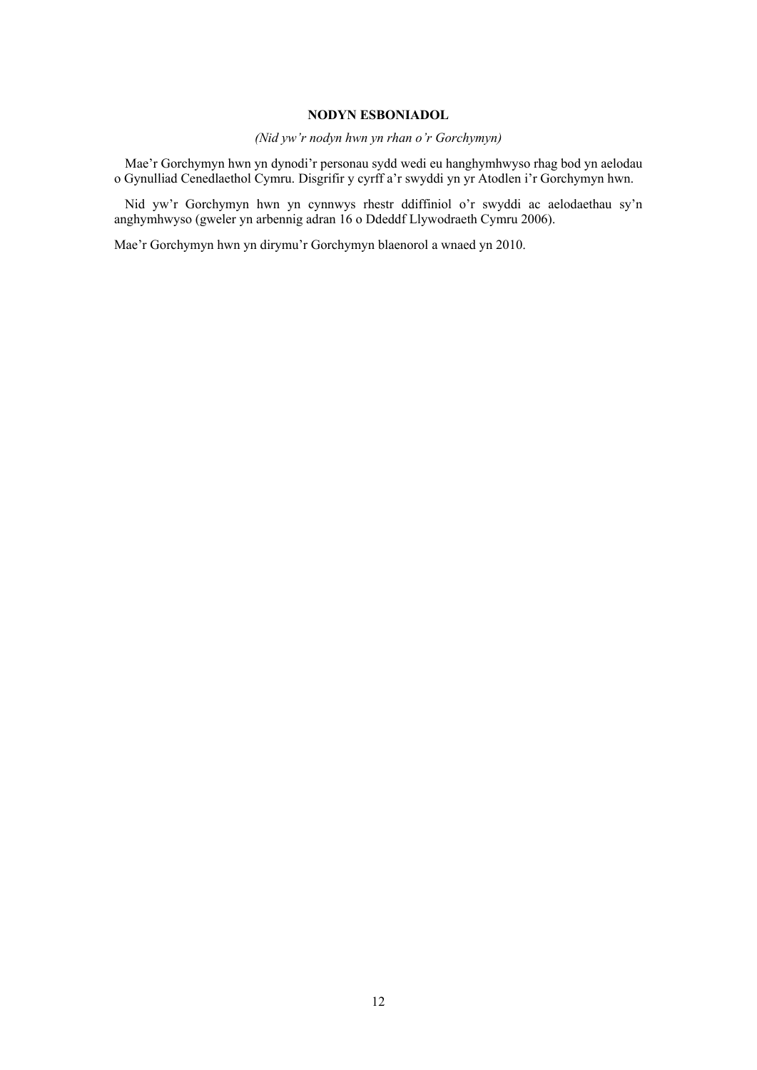## NODYN ESBONIADOL

*(Nid yw'r nodyn hwn yn rhan o'r Gorchymyn)*

Mae'r Gorchymyn hwn yn dynodi'r personau sydd wedi eu hanghymhwyso rhag bod yn aelodau o Gynulliad Cenedlaethol Cymru. Disgrifir y cyrff a'r swyddi yn yr Atodlen i'r Gorchymyn hwn.

Nid yw'r Gorchymyn hwn yn cynnwys rhestr ddiffiniol o'r swyddi ac aelodaethau sy'n anghymhwyso (gweler yn arbennig adran 16 o Ddeddf Llywodraeth Cymru 2006).

Mae'r Gorchymyn hwn yn dirymu'r Gorchymyn blaenorol a wnaed yn 2010.